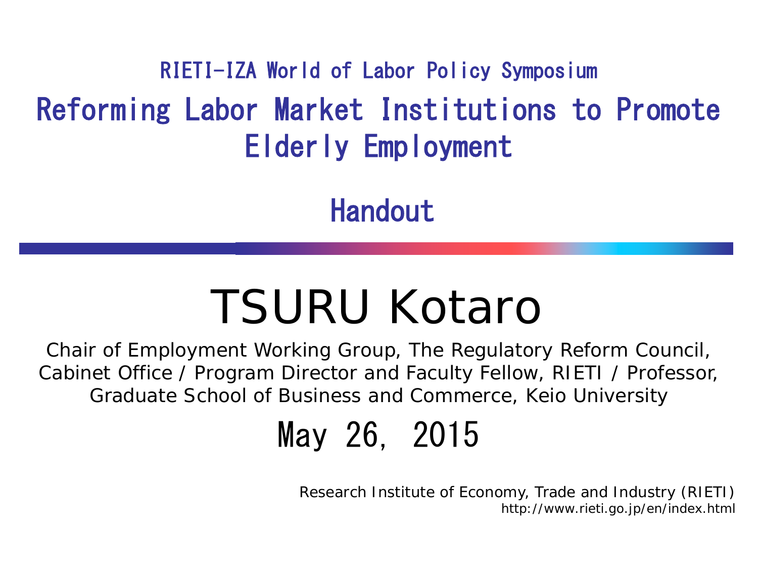RIETI-IZA World of Labor Policy Symposium

# Reforming Labor Market Institutions to Promote Elderly Employment

## Handout

# TSURU Kotaro

Chair of Employment Working Group, The Regulatory Reform Council, Cabinet Office / Program Director and Faculty Fellow, RIETI / Professor, Graduate School of Business and Commerce, Keio University

## May 26, 2015

Research Institute of Economy, Trade and Industry (RIETI)
http://www.rieti.go.jp/en/index.html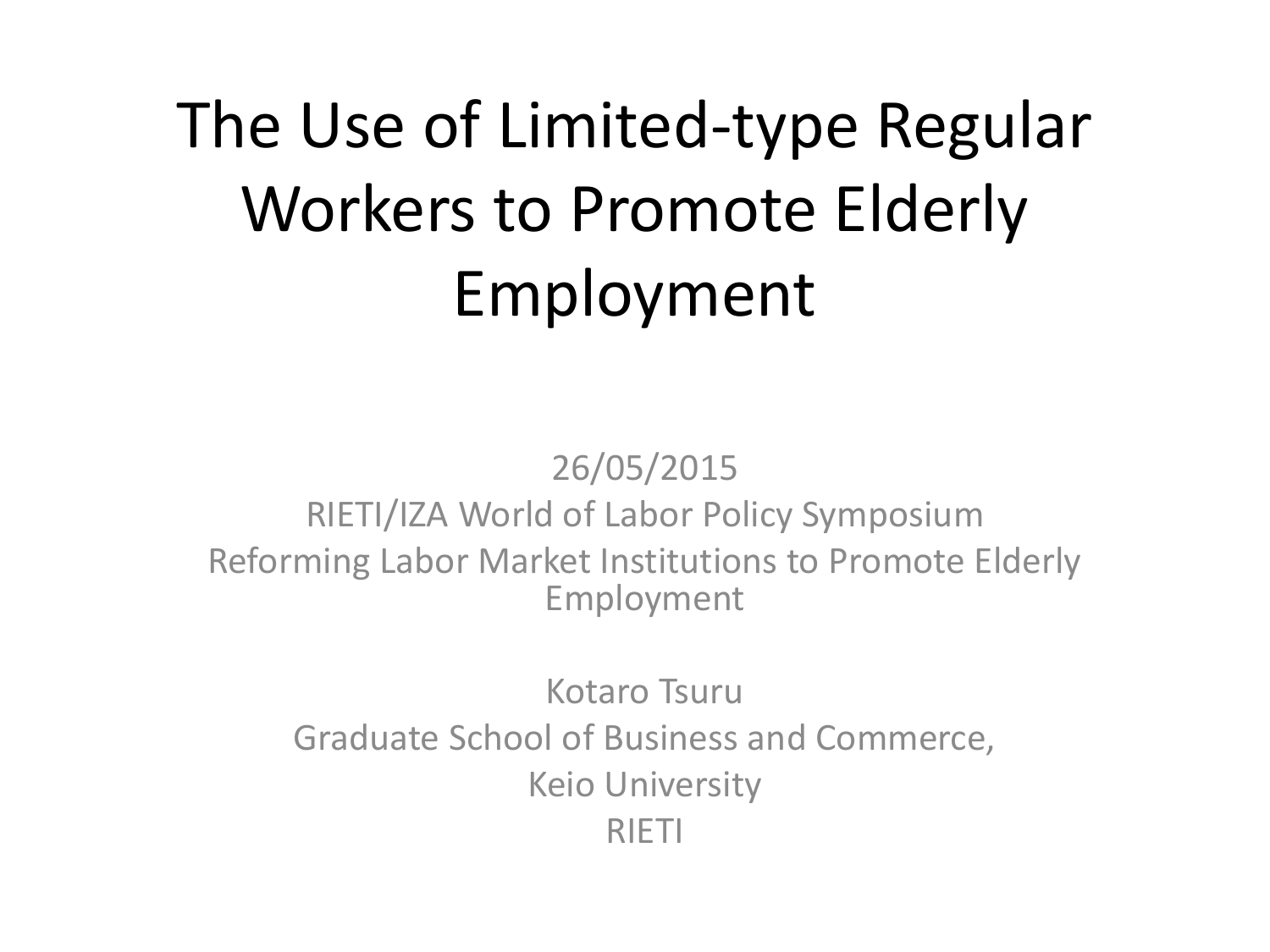# The Use of Limited-type Regular Workers to Promote Elderly Employment

26/05/2015

RIETI/IZA World of Labor Policy Symposium

Reforming Labor Market Institutions to Promote Elderly Employment

Kotaro Tsuru

Graduate School of Business and Commerce,

Keio University

RIETI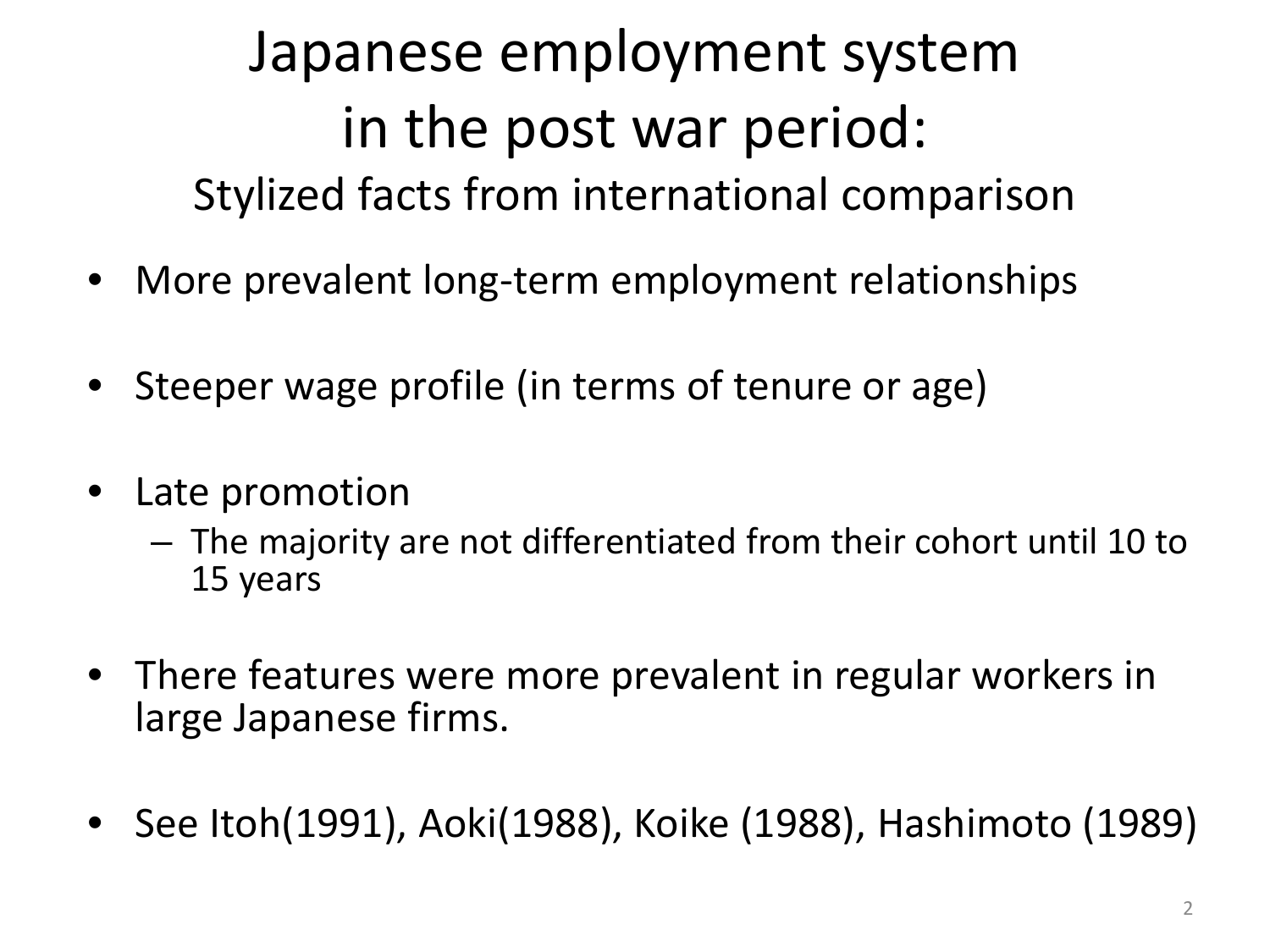# Japanese employment system in the post war period:

## Stylized facts from international comparison

- More prevalent long-term employment relationships
- Steeper wage profile (in terms of tenure or age)
- Late promotion
  - The majority are not differentiated from their cohort until 10 to 15 years
- There features were more prevalent in regular workers in large Japanese firms.
- See Itoh(1991), Aoki(1988), Koike (1988), Hashimoto (1989)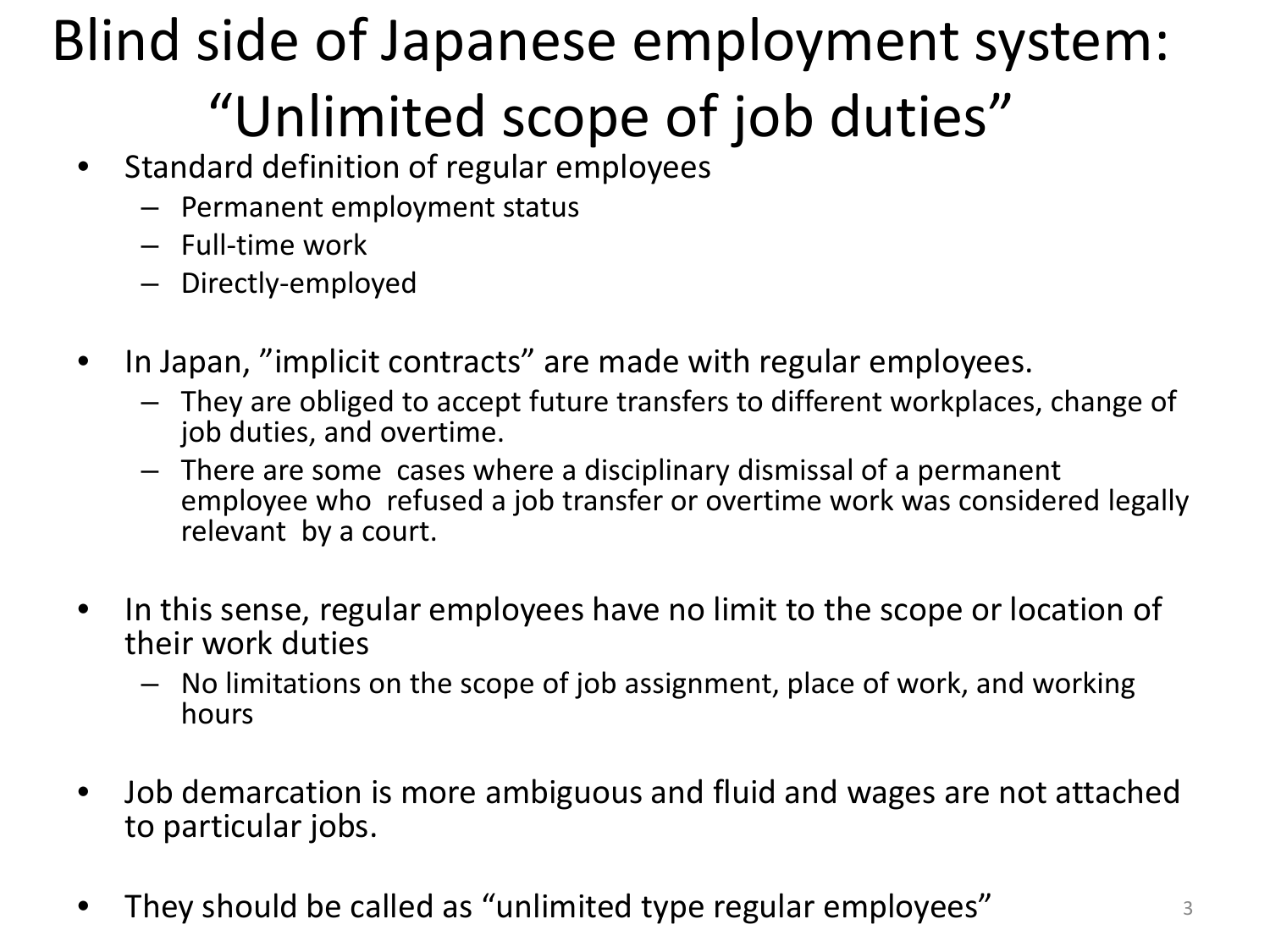# Blind side of Japanese employment system: "Unlimited scope of job duties"

- Standard definition of regular employees
  - Permanent employment status
  - Full-time work
  - Directly-employed
- In Japan, "implicit contracts" are made with regular employees.
  - They are obliged to accept future transfers to different workplaces, change of job duties, and overtime.
  - There are some cases where a disciplinary dismissal of a permanent employee who refused a job transfer or overtime work was considered legally relevant by a court.
- In this sense, regular employees have no limit to the scope or location of their work duties
  - No limitations on the scope of job assignment, place of work, and working hours
- Job demarcation is more ambiguous and fluid and wages are not attached to particular jobs.
- They should be called as "unlimited type regular employees"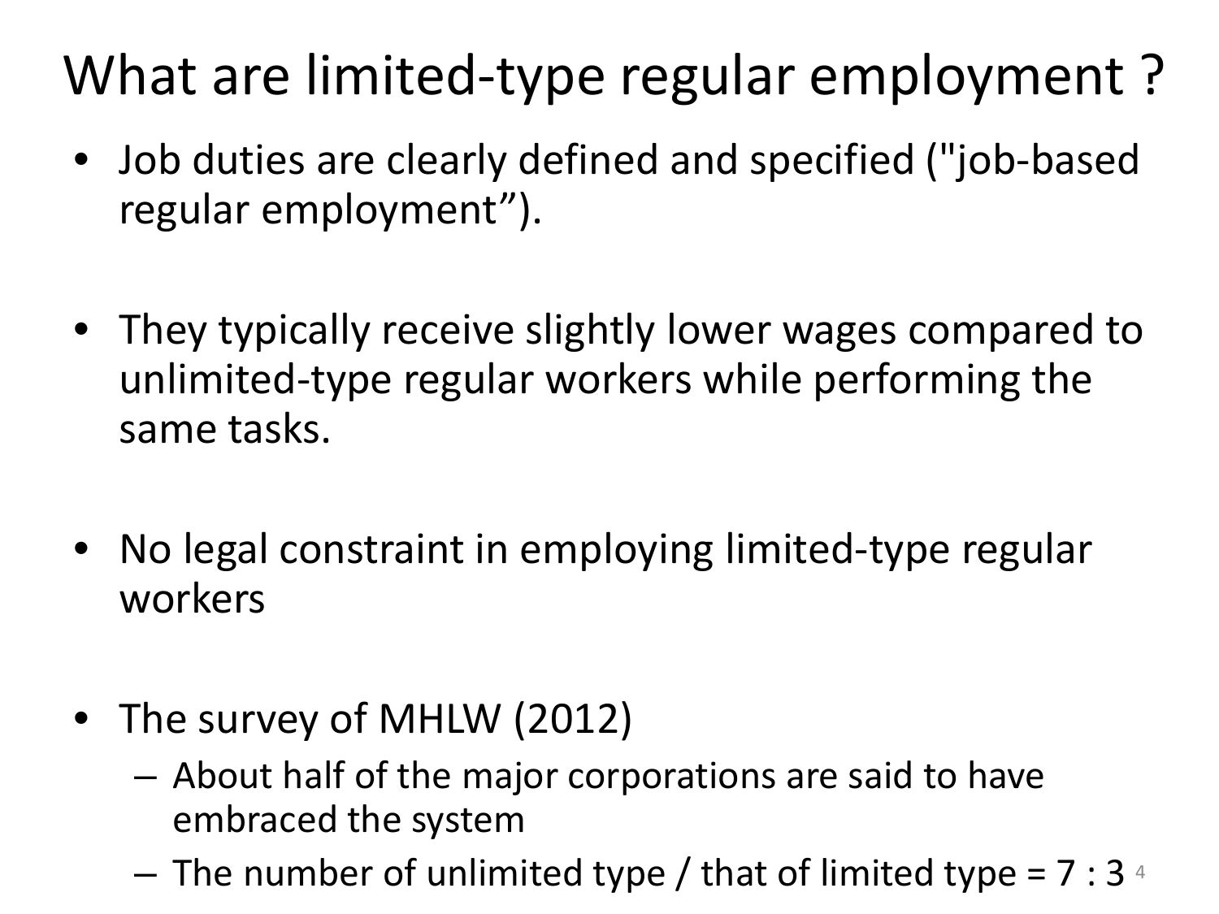# What are limited-type regular employment ?

- Job duties are clearly defined and specified ("job-based regular employment”).
- They typically receive slightly lower wages compared to unlimited-type regular workers while performing the same tasks.
- No legal constraint in employing limited-type regular workers
- The survey of MHLW (2012)
  - About half of the major corporations are said to have embraced the system
  - The number of unlimited type / that of limited type = 7 : 3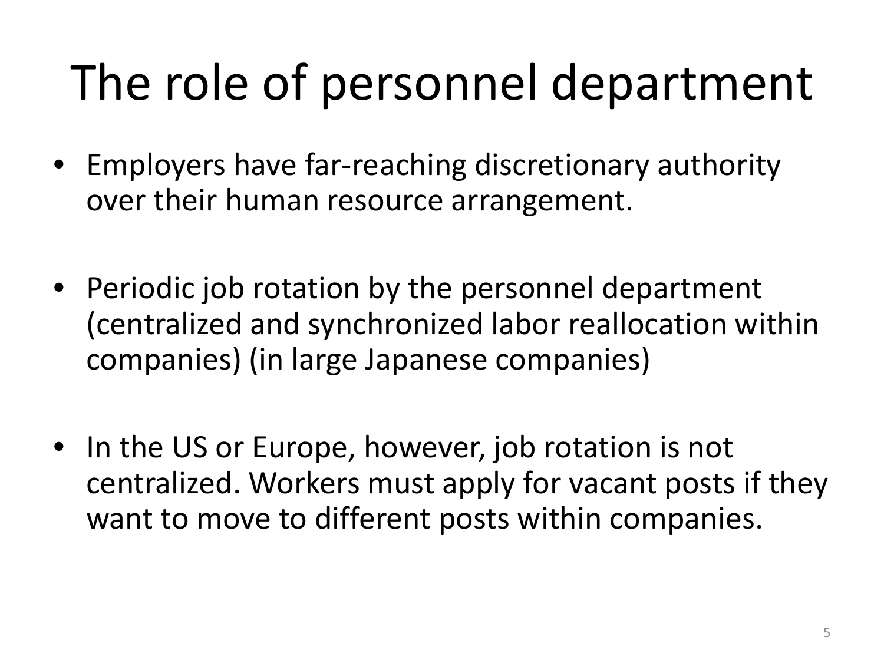# The role of personnel department

- Employers have far-reaching discretionary authority over their human resource arrangement.

- Periodic job rotation by the personnel department (centralized and synchronized labor reallocation within companies) (in large Japanese companies)

- In the US or Europe, however, job rotation is not centralized. Workers must apply for vacant posts if they want to move to different posts within companies.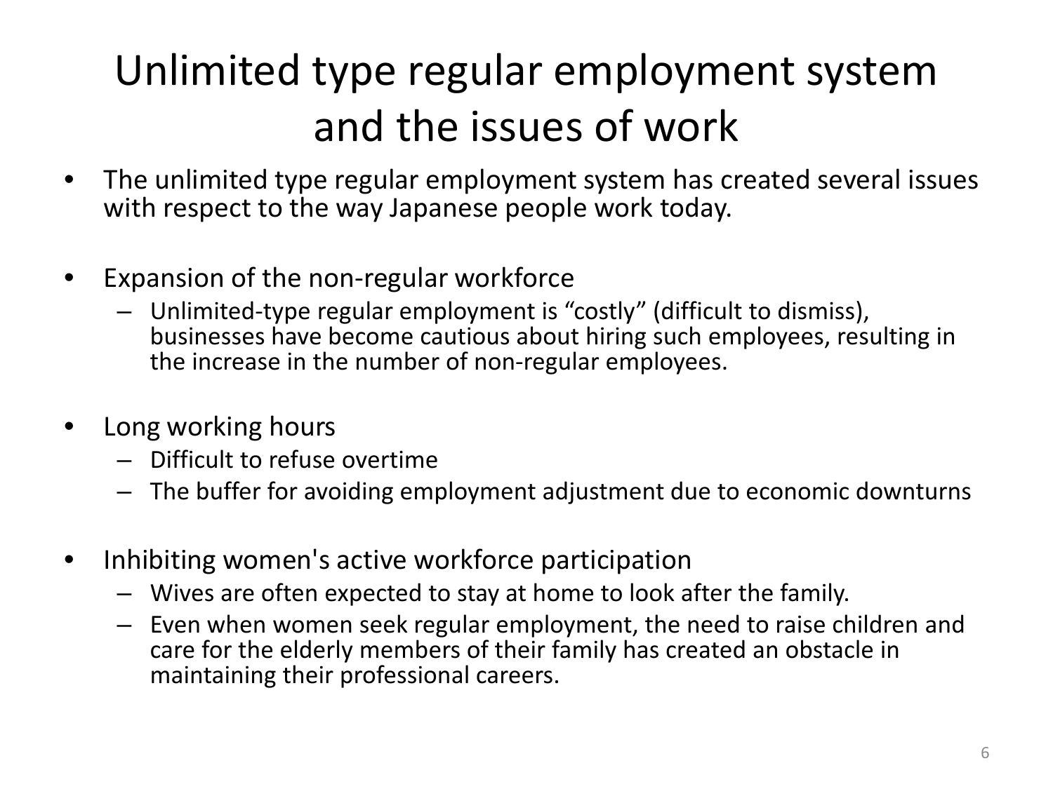# Unlimited type regular employment system and the issues of work

- The unlimited type regular employment system has created several issues with respect to the way Japanese people work today.

- Expansion of the non-regular workforce
  - Unlimited-type regular employment is "costly" (difficult to dismiss), businesses have become cautious about hiring such employees, resulting in the increase in the number of non-regular employees.

- Long working hours
  - Difficult to refuse overtime
  - The buffer for avoiding employment adjustment due to economic downturns

- Inhibiting women's active workforce participation
  - Wives are often expected to stay at home to look after the family.
  - Even when women seek regular employment, the need to raise children and care for the elderly members of their family has created an obstacle in maintaining their professional careers.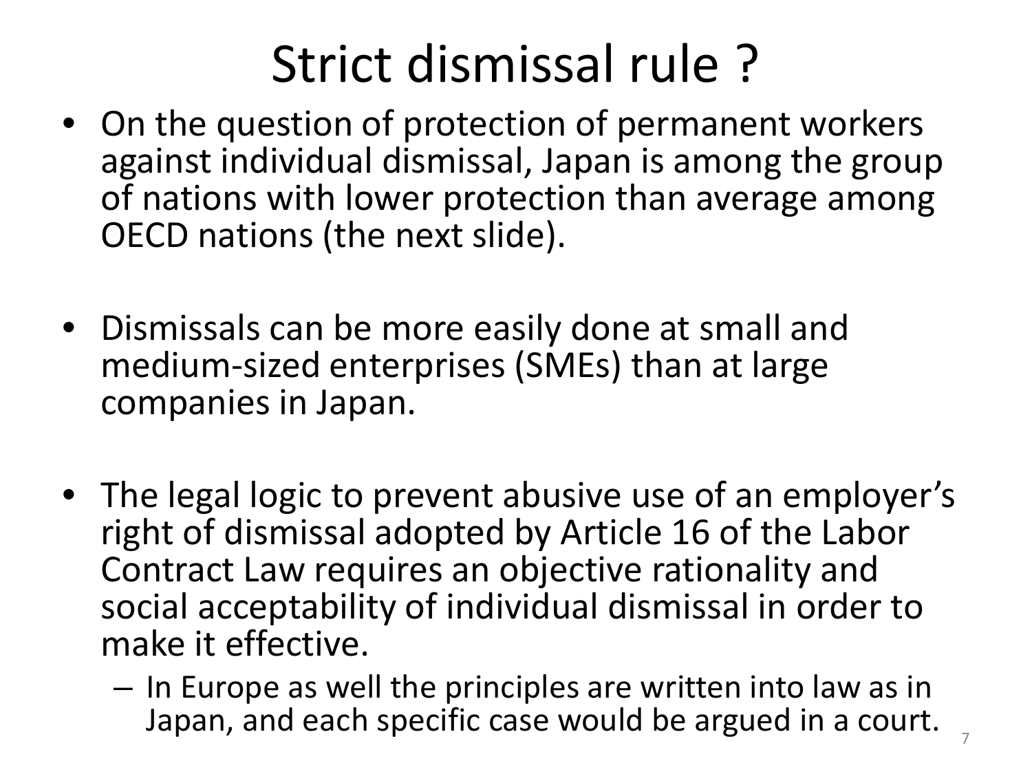# Strict dismissal rule ?

- On the question of protection of permanent workers against individual dismissal, Japan is among the group of nations with lower protection than average among OECD nations (the next slide).
- Dismissals can be more easily done at small and medium-sized enterprises (SMEs) than at large companies in Japan.
- The legal logic to prevent abusive use of an employer's right of dismissal adopted by Article 16 of the Labor Contract Law requires an objective rationality and social acceptability of individual dismissal in order to make it effective.
  - In Europe as well the principles are written into law as in Japan, and each specific case would be argued in a court.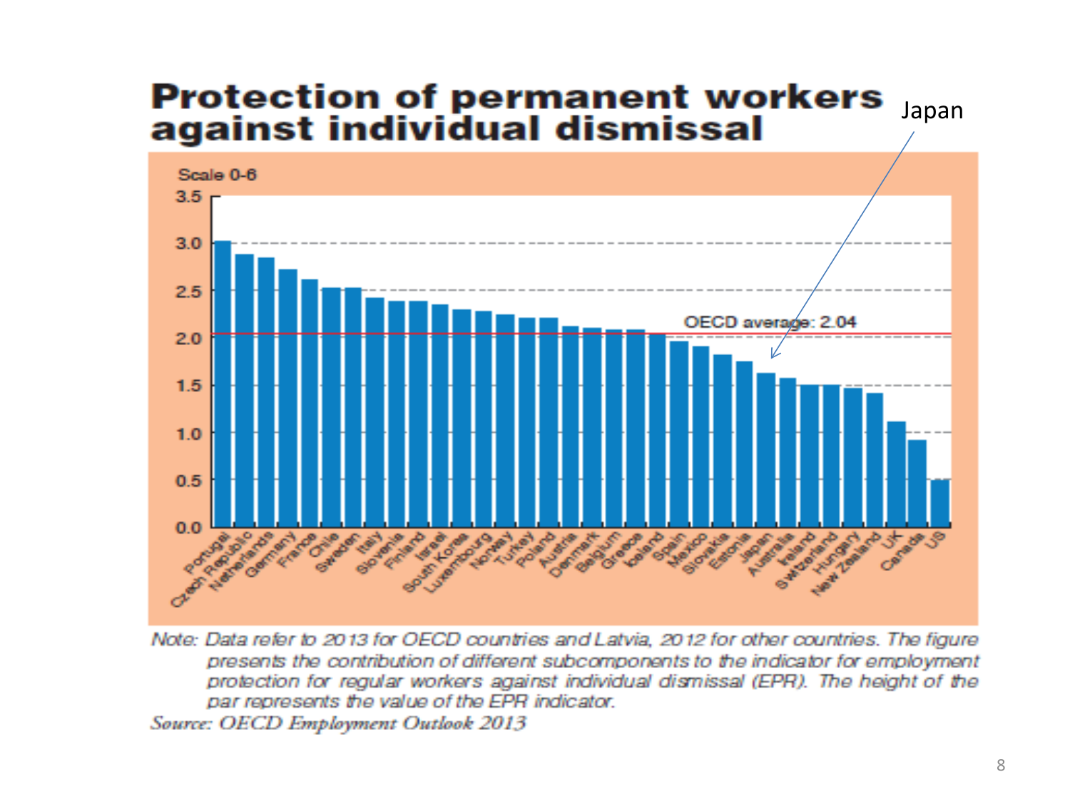# Protection of permanent workers against individual dismissal

Japan

Scale 0-6

OECD average: 2.04

Portugal, Czech Republic, Netherlands, Germany, France, Chile, Sweden, Italy, Slovenia, Finland, Israel, South Korea, Luxembourg, Norway, Turkey, Poland, Austria, Denmark, Belgium, Greece, Iceland, Spain, Mexico, Slovakia, Estonia, Japan, Australia, Ireland, Switzerland, Hungary, New Zealand, UK, Canada, US

*Note: Data refer to 2013 for OECD countries and Latvia, 2012 for other countries. The figure presents the contribution of different subcomponents to the indicator for employment protection for regular workers against individual dismissal (EPR). The height of the bar represents the value of the EPR indicator.*

*Source: OECD Employment Outlook 2013*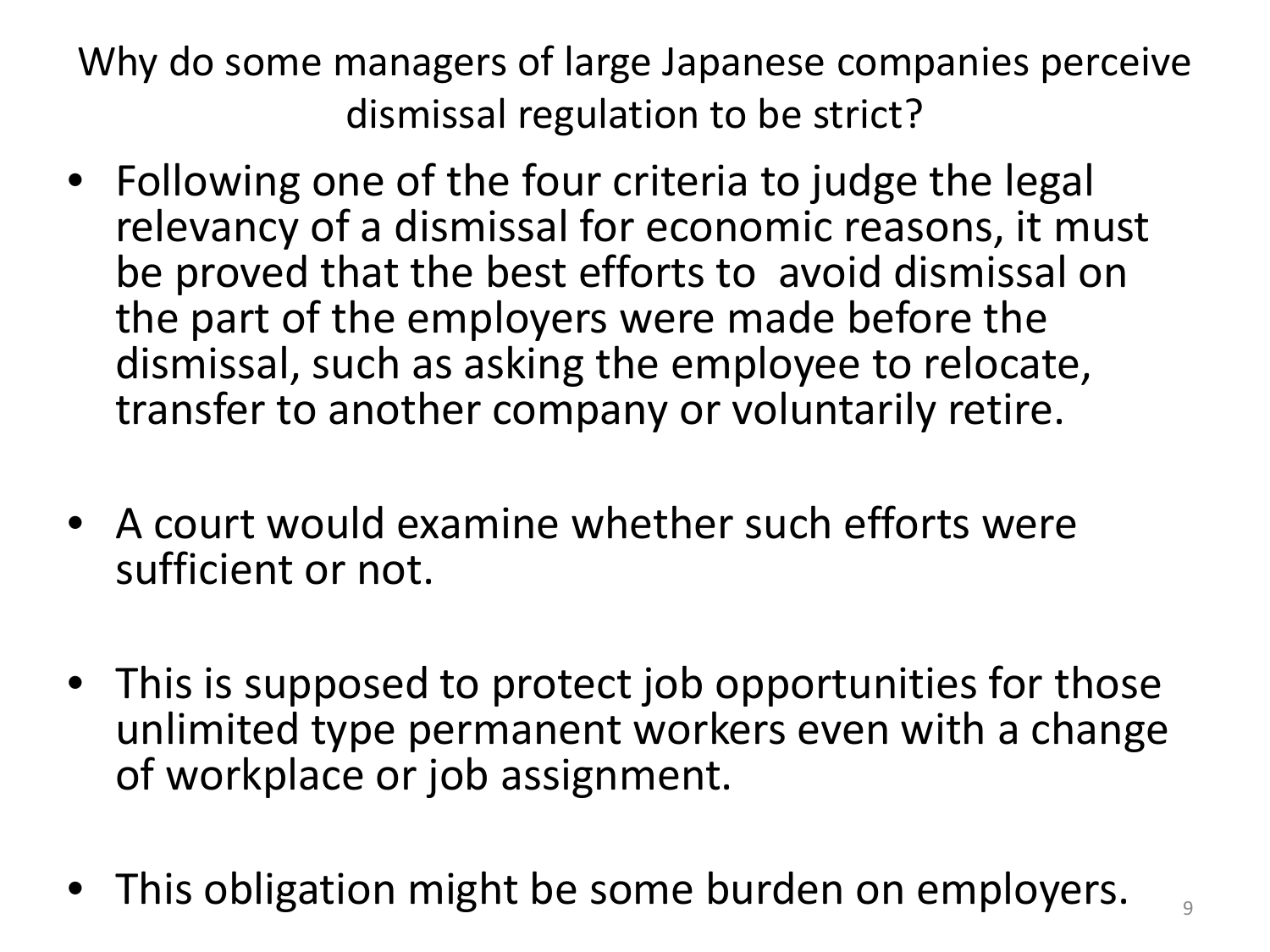# Why do some managers of large Japanese companies perceive dismissal regulation to be strict?

- Following one of the four criteria to judge the legal relevancy of a dismissal for economic reasons, it must be proved that the best efforts to  avoid dismissal on the part of the employers were made before the dismissal, such as asking the employee to relocate, transfer to another company or voluntarily retire.

- A court would examine whether such efforts were sufficient or not.

- This is supposed to protect job opportunities for those unlimited type permanent workers even with a change of workplace or job assignment.

- This obligation might be some burden on employers.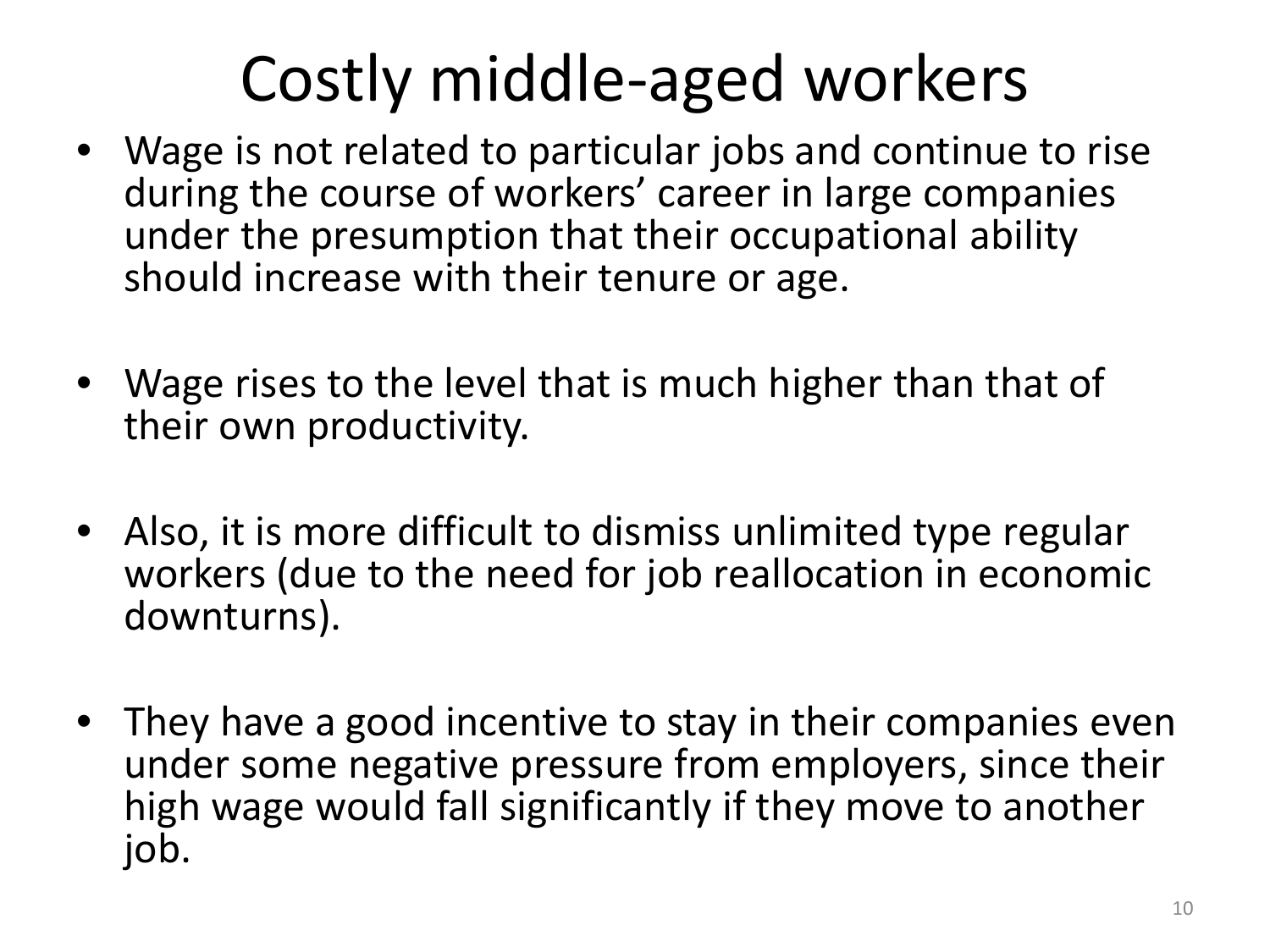# Costly middle-aged workers

- Wage is not related to particular jobs and continue to rise during the course of workers' career in large companies under the presumption that their occupational ability should increase with their tenure or age.
- Wage rises to the level that is much higher than that of their own productivity.
- Also, it is more difficult to dismiss unlimited type regular workers (due to the need for job reallocation in economic downturns).
- They have a good incentive to stay in their companies even under some negative pressure from employers, since their high wage would fall significantly if they move to another job.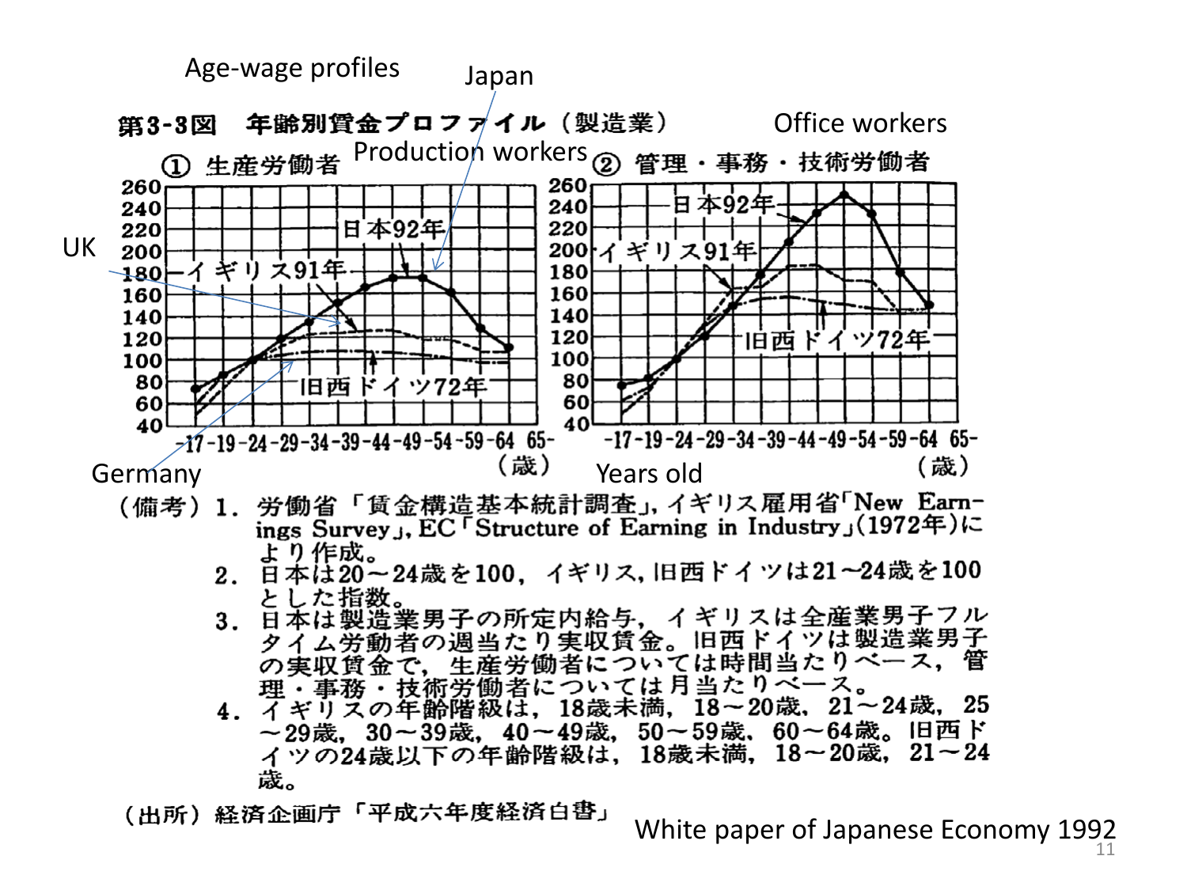Age-wage profiles

# 第3-3図　年齢別賃金プロファイル（製造業）

Japan

① 生産労働者　Production workers

② 管理・事務・技術労働者　Office workers

UK — イギリス91年

日本92年

旧西ドイツ72年

Germany

-17 -19 -24 -29 -34 -39 -44 -49 -54 -59 -64 65-（歳）Years old

（備考）1．労働省「賃金構造基本統計調査」，イギリス雇用省「New Earnings Survey」，EC「Structure of Earning in Industry」(1972年)により作成。

2．日本は20～24歳を100，イギリス，旧西ドイツは21～24歳を100とした指数。

3．日本は製造業男子の所定内給与，イギリスは全産業男子フルタイム労働者の週当たり実収賃金。旧西ドイツは製造業男子の実収賃金で，生産労働者については時間当たりベース，管理・事務・技術労働者については月当たりベース。

4．イギリスの年齢階級は，18歳未満，18～20歳，21～24歳，25～29歳，30～39歳，40～49歳，50～59歳，60～64歳。旧西ドイツの24歳以下の年齢階級は，18歳未満，18～20歳，21～24歳。

（出所）経済企画庁「平成六年度経済白書」

White paper of Japanese Economy 1992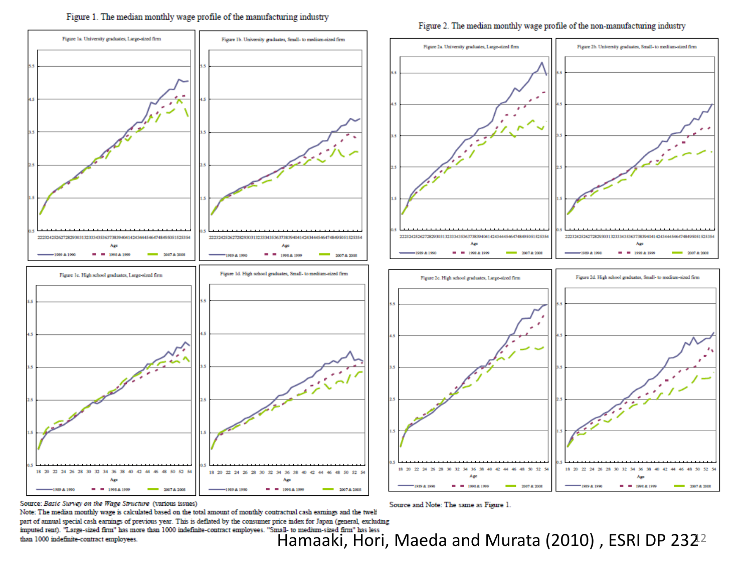Figure 1. The median monthly wage profile of the manufacturing industry

Figure 1a. University graduates, Large-sized firm

Figure 1b. University graduates, Small- to medium-sized firm

Figure 1c. High school graduates, Large-sized firm

Figure 1d. High school graduates, Small- to medium-sized firm

Figure 2. The median monthly wage profile of the non-manufacturing industry

Figure 2a. University graduates, Large-sized firm

Figure 2b. University graduates, Small- to medium-sized firm

Figure 2c. High school graduates, Large-sized firm

Figure 2d. High school graduates, Small- to medium-sized firm

Legend: 1989 & 1990; 1998 & 1999; 2007 & 2008

Source: *Basic Survey on the Wage Structure* (various issues)
Note: The median monthly wage is calculated based on the total amount of monthly contractual cash earnings and the twelf part of annual special cash earnings of previous year. This is deflated by the consumer price index for Japan (general, excluding imputed rent). "Large-sized firm" has more than 1000 indefinite-contract employees. "Small- to medium-sized firm" has less than 1000 indefinite-contract employees.

Source and Note: The same as Figure 1.

Hamaaki, Hori, Maeda and Murata (2010) , ESRI DP 232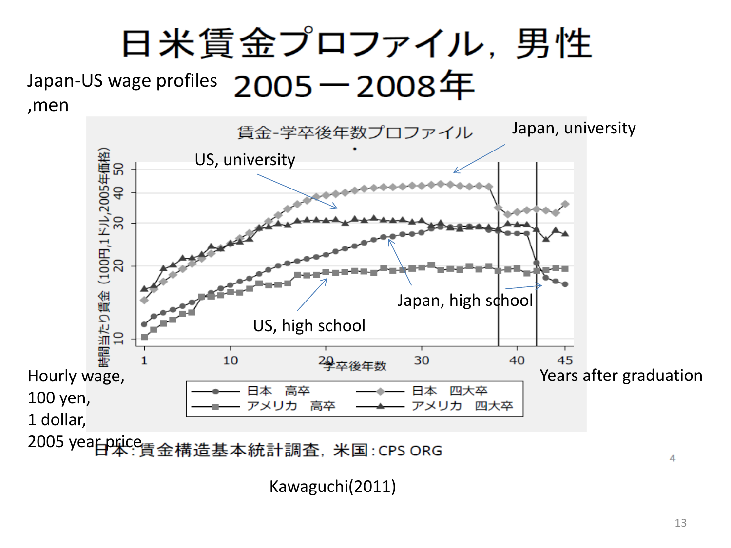# 日米賃金プロファイル，男性 2005－2008年

Japan-US wage profiles ,men

賃金-学卒後年数プロファイル

Japan, university

US, university

Japan, high school

US, high school

時間当たり賃金（100円,1ドル,2005年価格）

学卒後年数

日本　高卒　日本　四大卒　アメリカ　高卒　アメリカ　四大卒

Hourly wage, 100 yen, 1 dollar, 2005 year price

Years after graduation

日本:賃金構造基本統計調査，米国:CPS ORG

Kawaguchi(2011)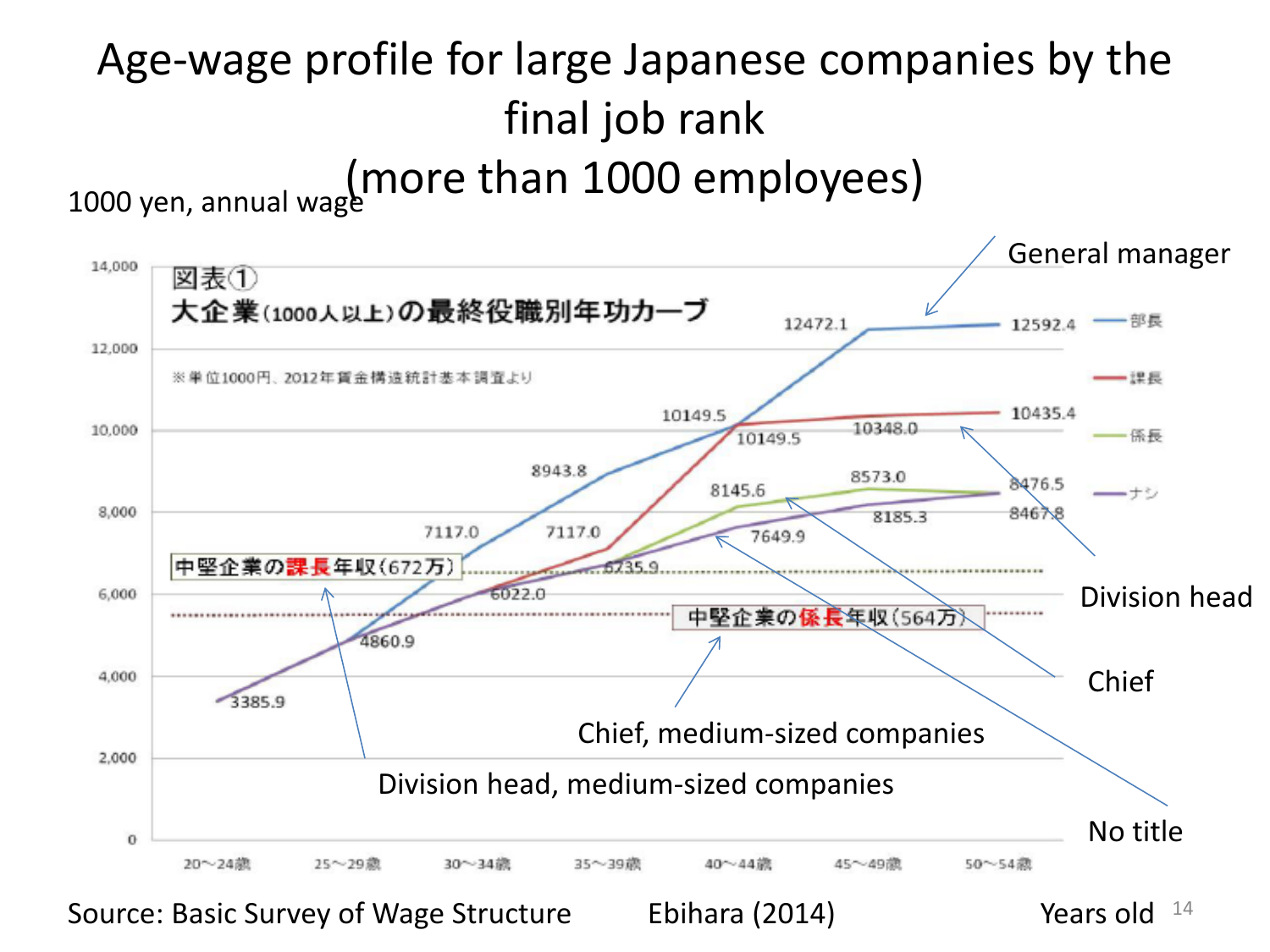# Age-wage profile for large Japanese companies by the final job rank (more than 1000 employees)

1000 yen, annual wage

図表①
大企業(1000人以上)の最終役職別年功カーブ

※単位1000円、2012年賃金構造統計基本調査より

| | 20~24歳 | 25~29歳 | 30~34歳 | 35~39歳 | 40~44歳 | 45~49歳 | 50~54歳 |
|---|---|---|---|---|---|---|---|
| 部長 (General manager) | 3385.9 | 4860.9 | 7117.0 | 8943.8 | 10149.5 | 12472.1 | 12592.4 |
| 課長 (Division head) | 3385.9 | 4860.9 | 6022.0 | 7117.0 | 10149.5 | 10348.0 | 10435.4 |
| 係長 (Chief) | 3385.9 | 4860.9 | 6022.0 | 6735.9 | 8145.6 | 8573.0 | 8476.5 |
| ナシ (No title) | 3385.9 | 4860.9 | 6022.0 | 6735.9 | 7649.9 | 8185.3 | 8467.8 |

中堅企業の課長年収(672万) (Division head, medium-sized companies)

中堅企業の係長年収(564万) (Chief, medium-sized companies)

Years old

Source: Basic Survey of Wage Structure Ebihara (2014)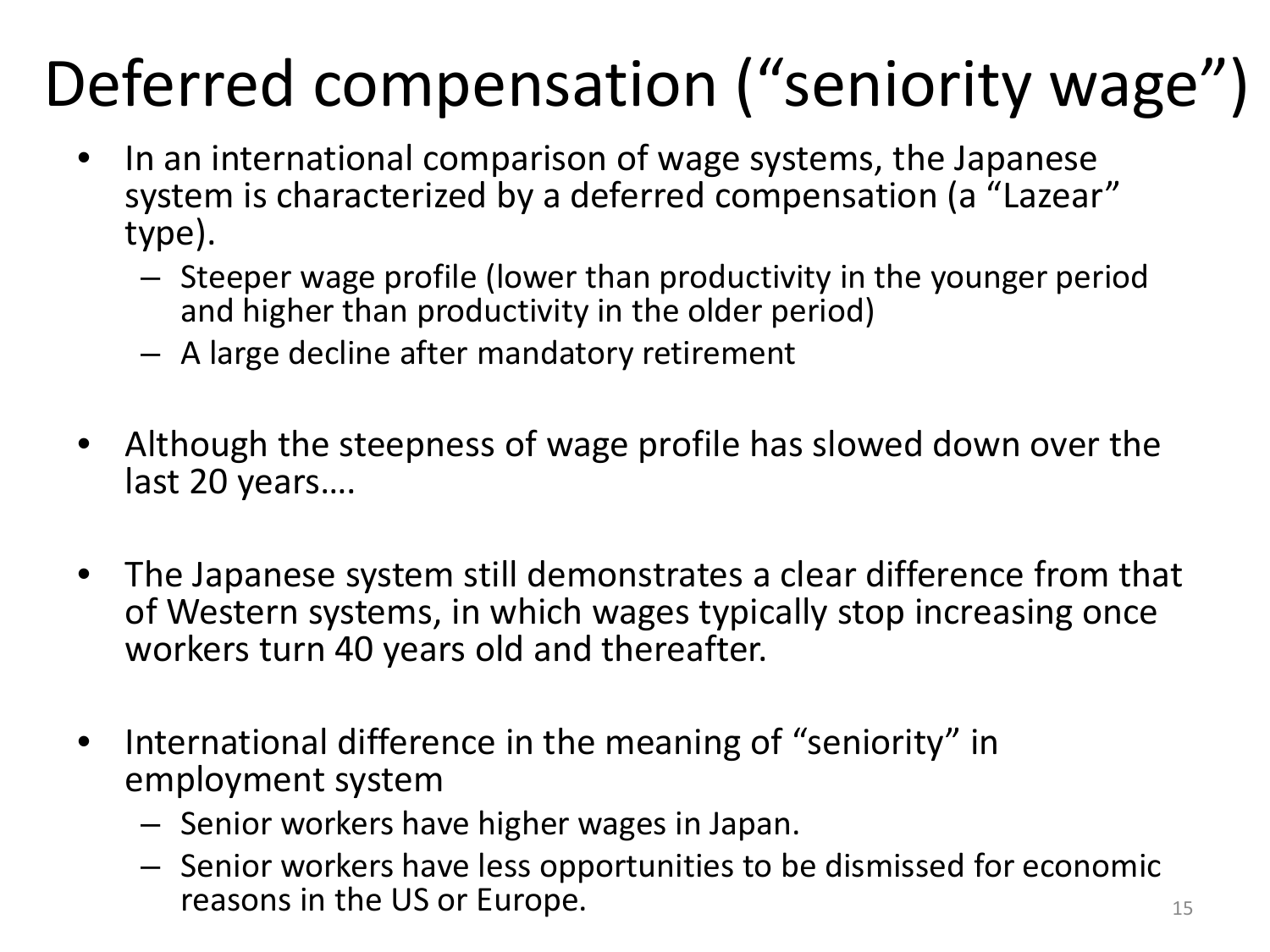# Deferred compensation ("seniority wage")

- In an international comparison of wage systems, the Japanese system is characterized by a deferred compensation (a "Lazear" type).
  - Steeper wage profile (lower than productivity in the younger period and higher than productivity in the older period)
  - A large decline after mandatory retirement

- Although the steepness of wage profile has slowed down over the last 20 years….

- The Japanese system still demonstrates a clear difference from that of Western systems, in which wages typically stop increasing once workers turn 40 years old and thereafter.

- International difference in the meaning of "seniority" in employment system
  - Senior workers have higher wages in Japan.
  - Senior workers have less opportunities to be dismissed for economic reasons in the US or Europe.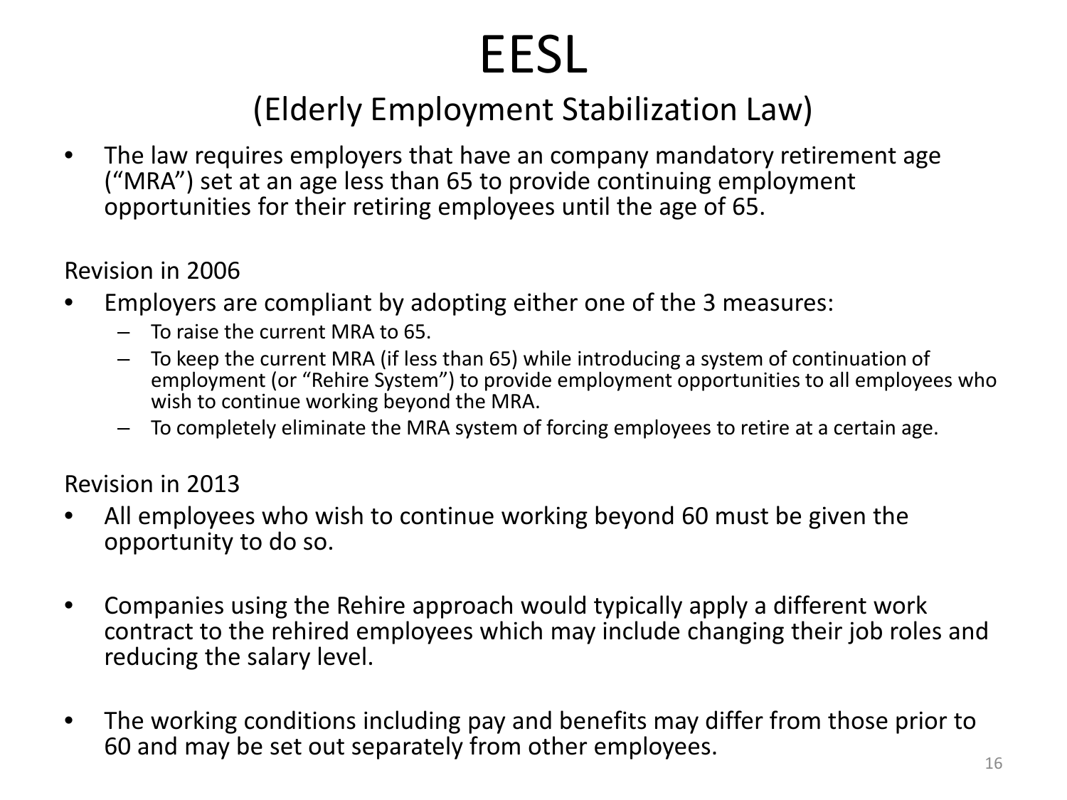# EESL

## (Elderly Employment Stabilization Law)

- The law requires employers that have an company mandatory retirement age ("MRA") set at an age less than 65 to provide continuing employment opportunities for their retiring employees until the age of 65.

Revision in 2006

- Employers are compliant by adopting either one of the 3 measures:
  - To raise the current MRA to 65.
  - To keep the current MRA (if less than 65) while introducing a system of continuation of employment (or "Rehire System") to provide employment opportunities to all employees who wish to continue working beyond the MRA.
  - To completely eliminate the MRA system of forcing employees to retire at a certain age.

Revision in 2013

- All employees who wish to continue working beyond 60 must be given the opportunity to do so.

- Companies using the Rehire approach would typically apply a different work contract to the rehired employees which may include changing their job roles and reducing the salary level.

- The working conditions including pay and benefits may differ from those prior to 60 and may be set out separately from other employees.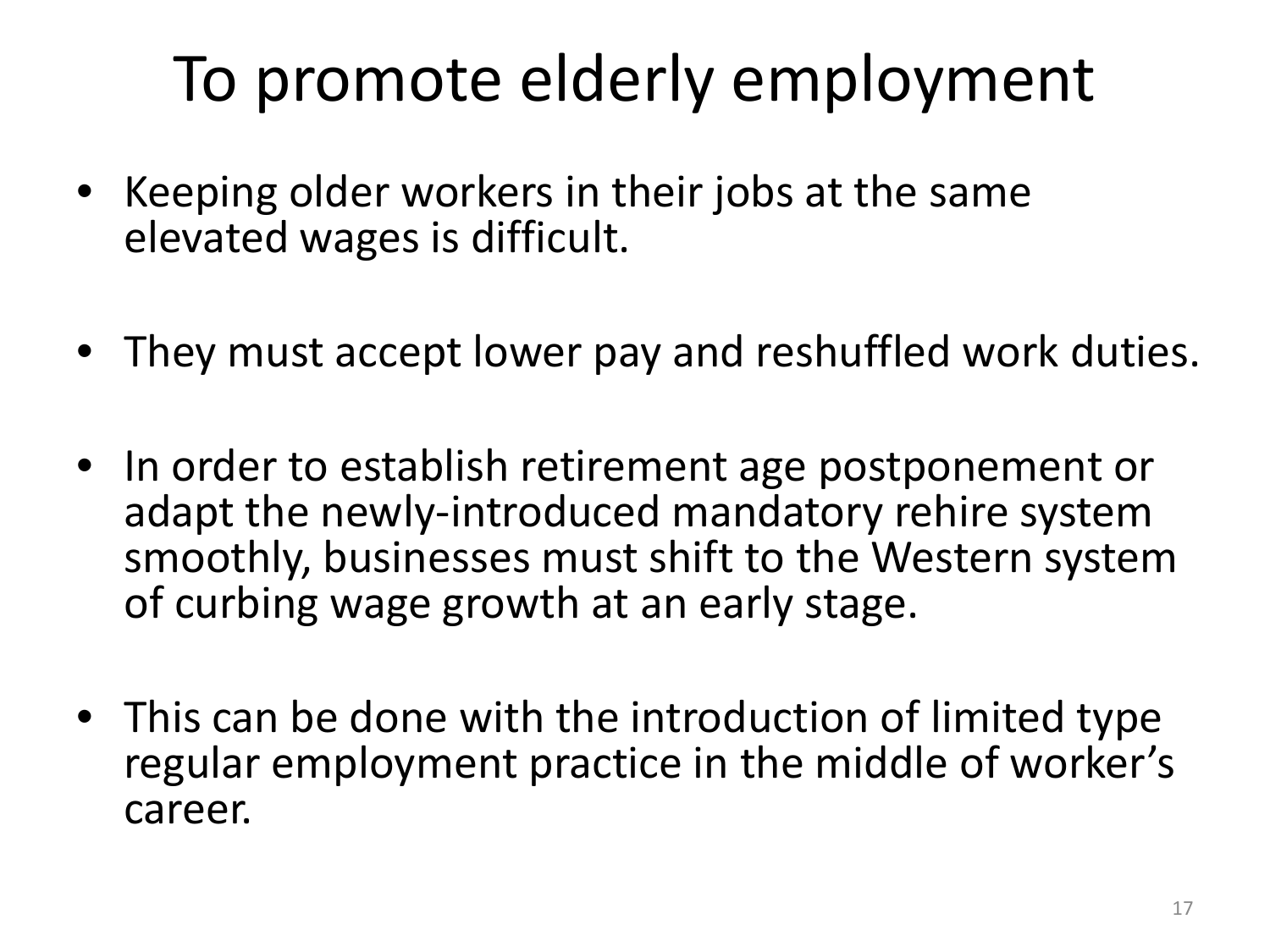# To promote elderly employment

- Keeping older workers in their jobs at the same elevated wages is difficult.

- They must accept lower pay and reshuffled work duties.

- In order to establish retirement age postponement or adapt the newly-introduced mandatory rehire system smoothly, businesses must shift to the Western system of curbing wage growth at an early stage.

- This can be done with the introduction of limited type regular employment practice in the middle of worker's career.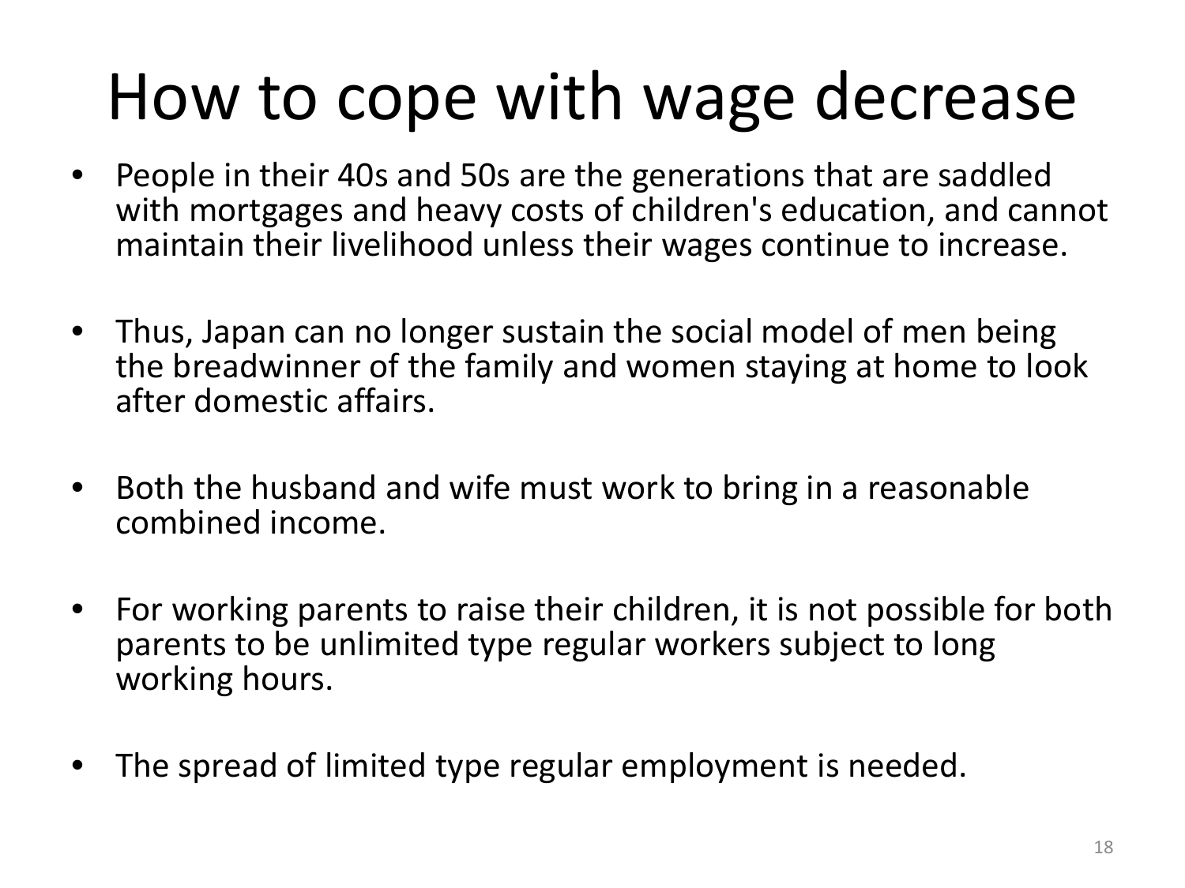# How to cope with wage decrease

- People in their 40s and 50s are the generations that are saddled with mortgages and heavy costs of children's education, and cannot maintain their livelihood unless their wages continue to increase.

- Thus, Japan can no longer sustain the social model of men being the breadwinner of the family and women staying at home to look after domestic affairs.

- Both the husband and wife must work to bring in a reasonable combined income.

- For working parents to raise their children, it is not possible for both parents to be unlimited type regular workers subject to long working hours.

- The spread of limited type regular employment is needed.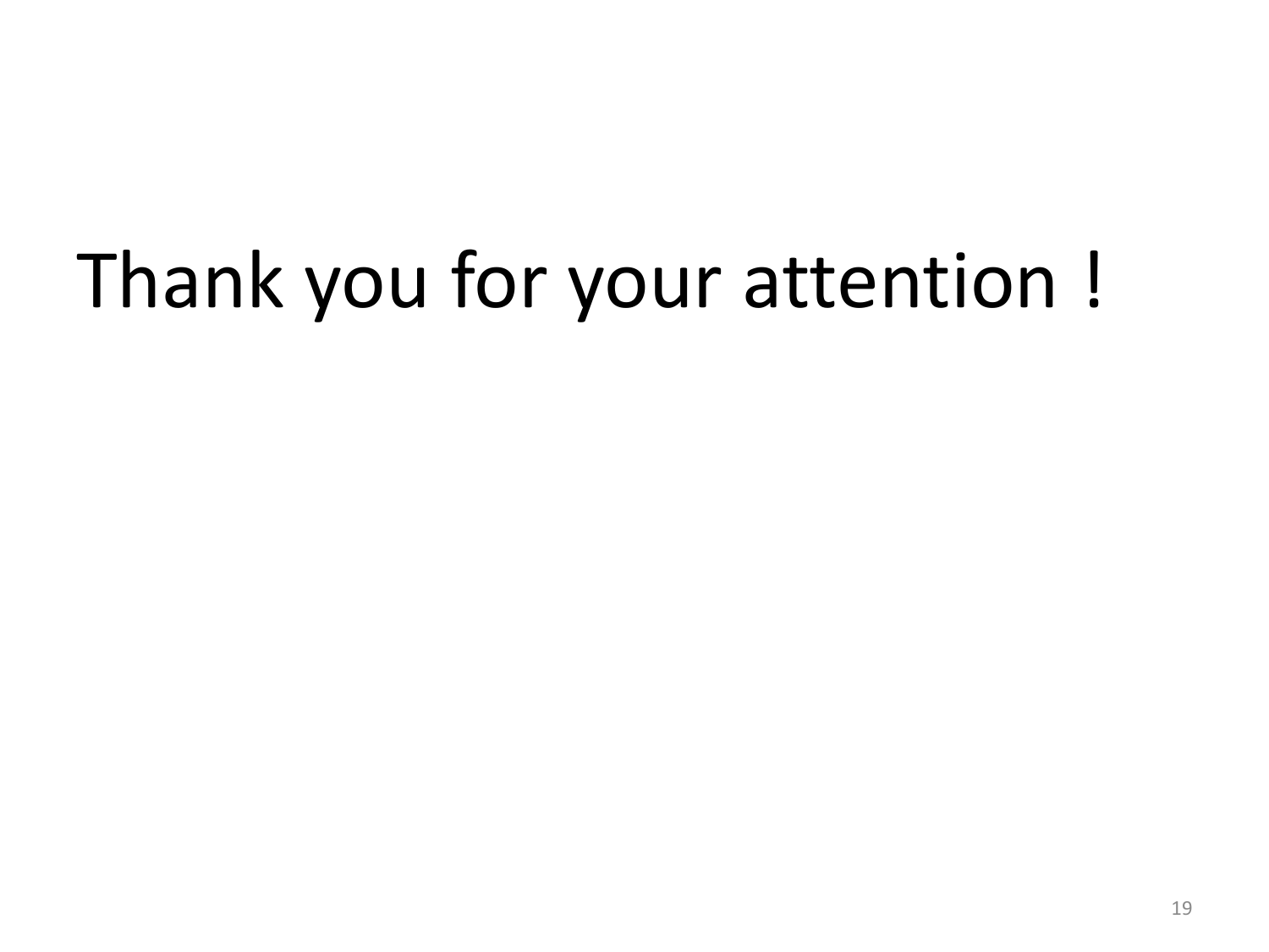# Thank you for your attention !